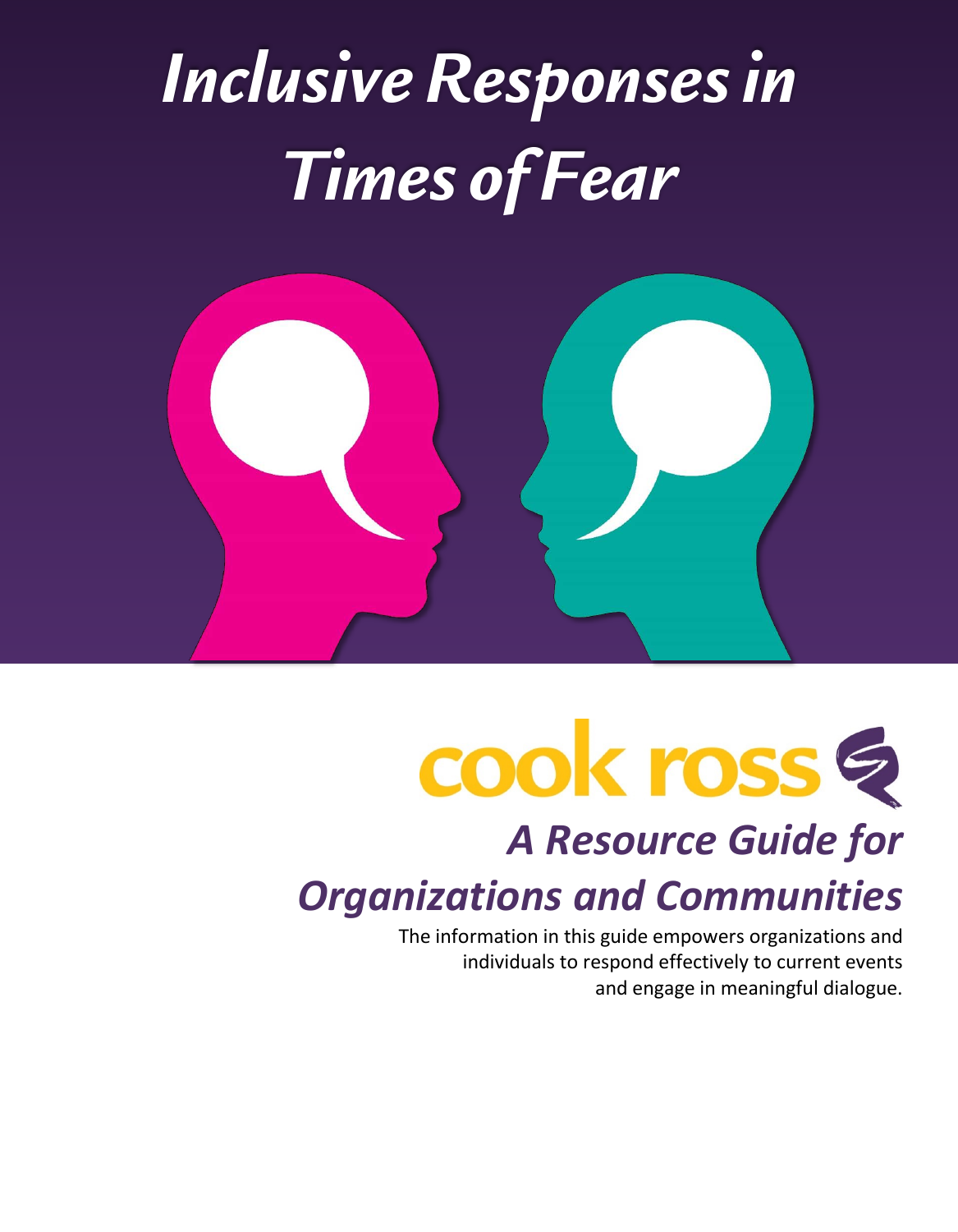# *Inclusive Responses in Times of Fear*

cook ross

## *A Resource Guide for Organizations and Communities*

The information in this guide empowers organizations and individuals to respond effectively to current events and engage in meaningful dialogue.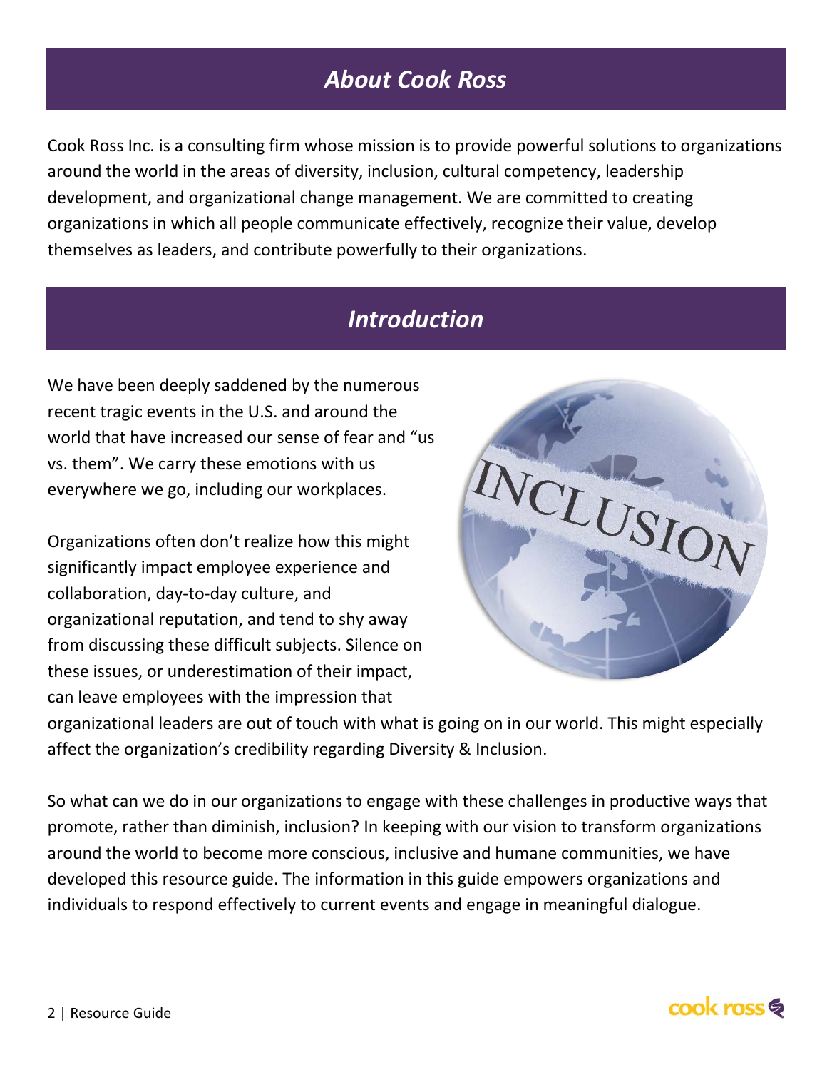## *About Cook Ross*

Cook Ross Inc. is a consulting firm whose mission is to provide powerful solutions to organizations around the world in the areas of diversity, inclusion, cultural competency, leadership development, and organizational change management. We are committed to creating organizations in which all people communicate effectively, recognize their value, develop themselves as leaders, and contribute powerfully to their organizations.

## *Introduction*

We have been deeply saddened by the numerous recent tragic events in the U.S. and around the world that have increased our sense of fear and "us vs. them". We carry these emotions with us everywhere we go, including our workplaces.

Organizations often don't realize how this might significantly impact employee experience and collaboration, day-to-day culture, and organizational reputation, and tend to shy away from discussing these difficult subjects. Silence on these issues, or underestimation of their impact, can leave employees with the impression that organizational leaders are out of touch with what is going on in our world. This might especially affect the organization's credibility regarding Diversity & Inclusion.

So what can we do in our organizations to engage with these challenges in productive ways that promote, rather than diminish, inclusion? In keeping with our vision to transform organizations around the world to become more conscious, inclusive and humane communities, we have developed this resource guide. The information in this guide empowers organizations and individuals to respond effectively to current events and engage in meaningful dialogue.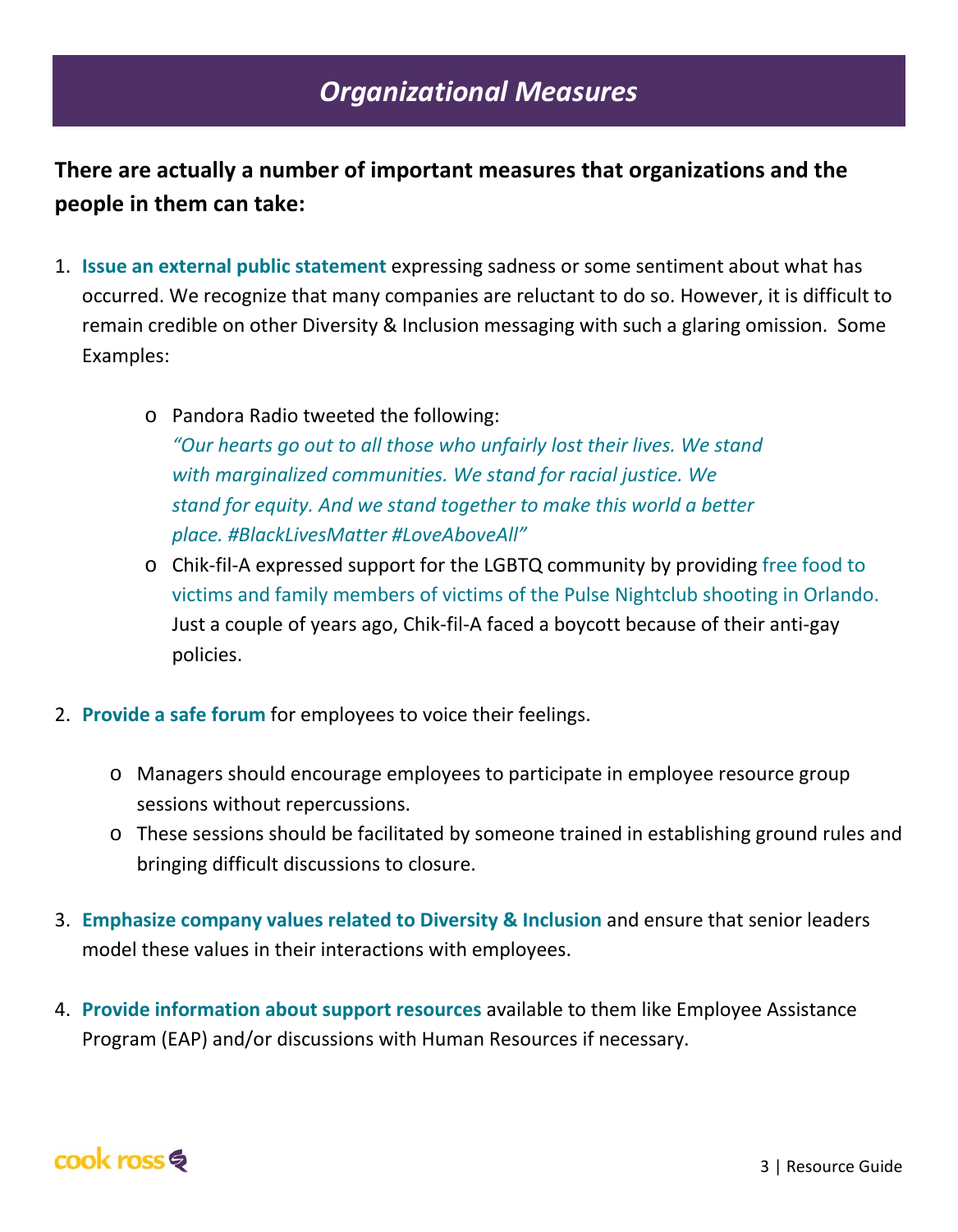# *Organizational Measures*

**There are actually a number of important measures that organizations and the people in them can take:**

1. **Issue an external public statement** expressing sadness or some sentiment about what has occurred. We recognize that many companies are reluctant to do so. However, it is difficult to remain credible on other Diversity & Inclusion messaging with such a glaring omission. Some Examples:

    - Pandora Radio tweeted the following:
      *"Our hearts go out to all those who unfairly lost their lives. We stand with marginalized communities. We stand for racial justice. We stand for equity. And we stand together to make this world a better place. #BlackLivesMatter #LoveAboveAll"*
    - Chik-fil-A expressed support for the LGBTQ community by providing free food to victims and family members of victims of the Pulse Nightclub shooting in Orlando. Just a couple of years ago, Chik-fil-A faced a boycott because of their anti-gay policies.

2. **Provide a safe forum** for employees to voice their feelings.

    - Managers should encourage employees to participate in employee resource group sessions without repercussions.
    - These sessions should be facilitated by someone trained in establishing ground rules and bringing difficult discussions to closure.

3. **Emphasize company values related to Diversity & Inclusion** and ensure that senior leaders model these values in their interactions with employees.

4. **Provide information about support resources** available to them like Employee Assistance Program (EAP) and/or discussions with Human Resources if necessary.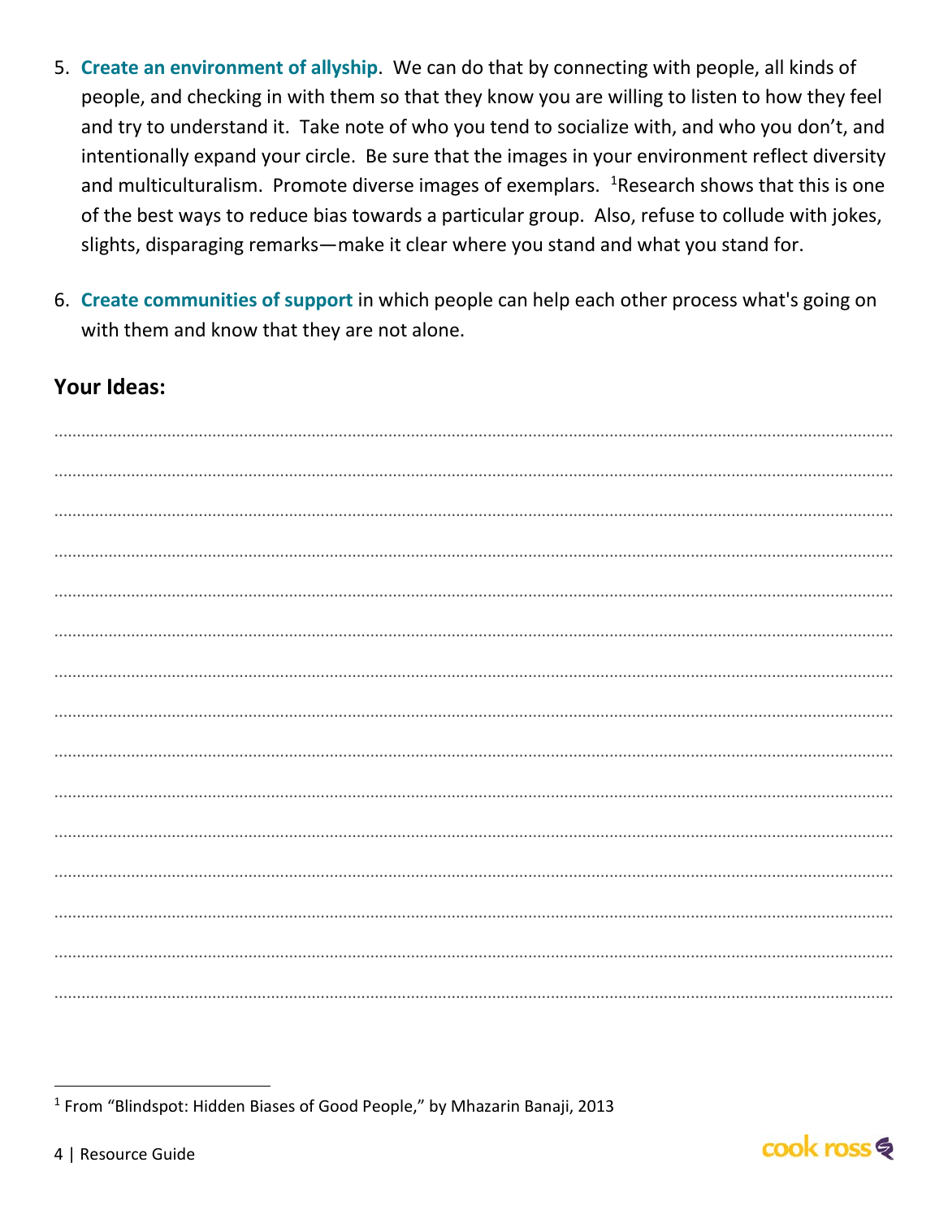5. **Create an environment of allyship**. We can do that by connecting with people, all kinds of people, and checking in with them so that they know you are willing to listen to how they feel and try to understand it. Take note of who you tend to socialize with, and who you don't, and intentionally expand your circle. Be sure that the images in your environment reflect diversity and multiculturalism. Promote diverse images of exemplars. [1]Research shows that this is one of the best ways to reduce bias towards a particular group. Also, refuse to collude with jokes, slights, disparaging remarks—make it clear where you stand and what you stand for.

6. **Create communities of support** in which people can help each other process what's going on with them and know that they are not alone.

**Your Ideas:**

.....................................................................................................................................................................

.....................................................................................................................................................................

.....................................................................................................................................................................

.....................................................................................................................................................................

.....................................................................................................................................................................

.....................................................................................................................................................................

.....................................................................................................................................................................

.....................................................................................................................................................................

.....................................................................................................................................................................

.....................................................................................................................................................................

.....................................................................................................................................................................

.....................................................................................................................................................................

.....................................................................................................................................................................

.....................................................................................................................................................................

.....................................................................................................................................................................

---

[1] From "Blindspot: Hidden Biases of Good People," by Mhazarin Banaji, 2013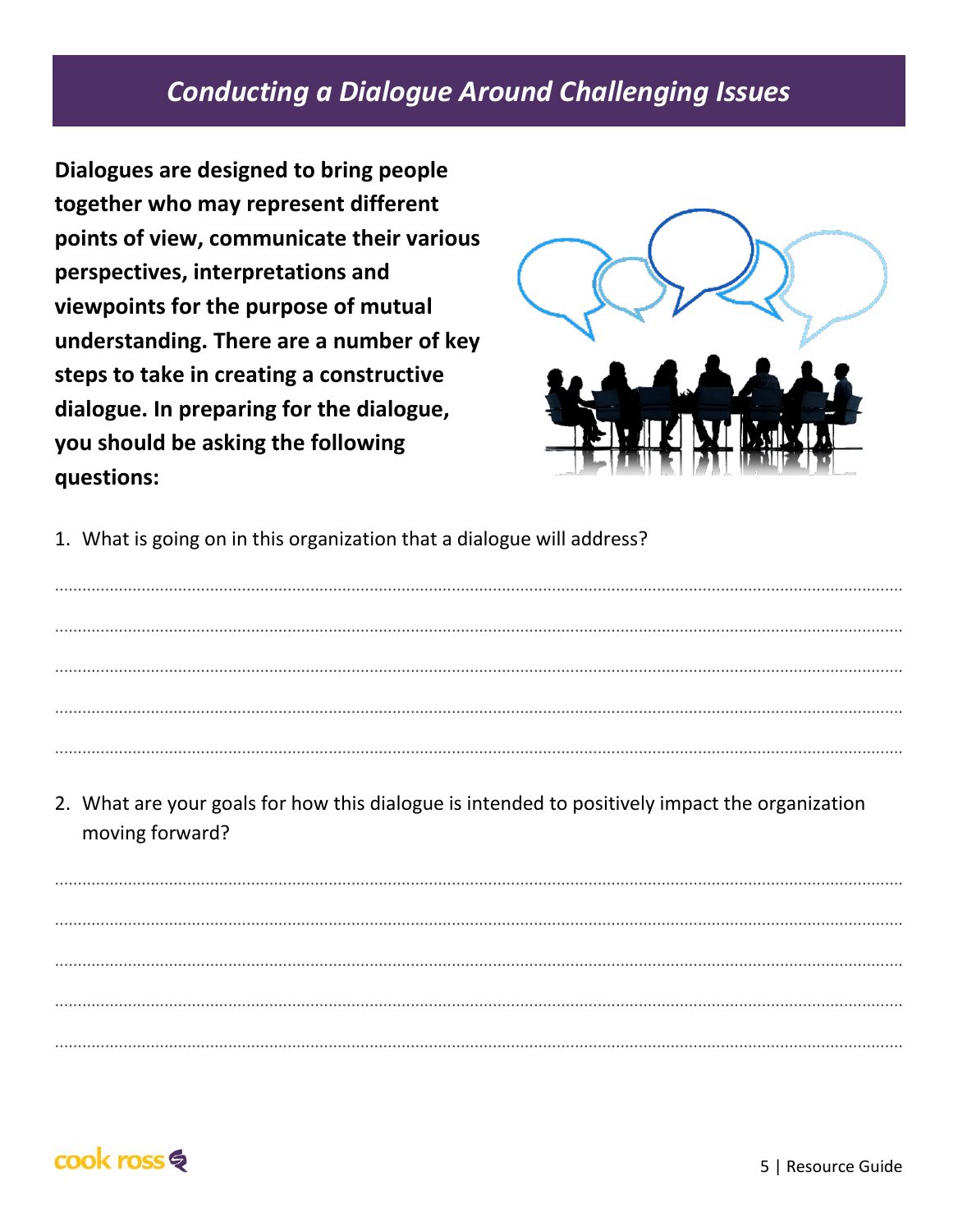# *Conducting a Dialogue Around Challenging Issues*

**Dialogues are designed to bring people together who may represent different points of view, communicate their various perspectives, interpretations and viewpoints for the purpose of mutual understanding. There are a number of key steps to take in creating a constructive dialogue. In preparing for the dialogue, you should be asking the following questions:**

1. What is going on in this organization that a dialogue will address?

..........................................................................................................................................................................

..........................................................................................................................................................................

..........................................................................................................................................................................

..........................................................................................................................................................................

..........................................................................................................................................................................

2. What are your goals for how this dialogue is intended to positively impact the organization moving forward?

..........................................................................................................................................................................

..........................................................................................................................................................................

..........................................................................................................................................................................

..........................................................................................................................................................................

..........................................................................................................................................................................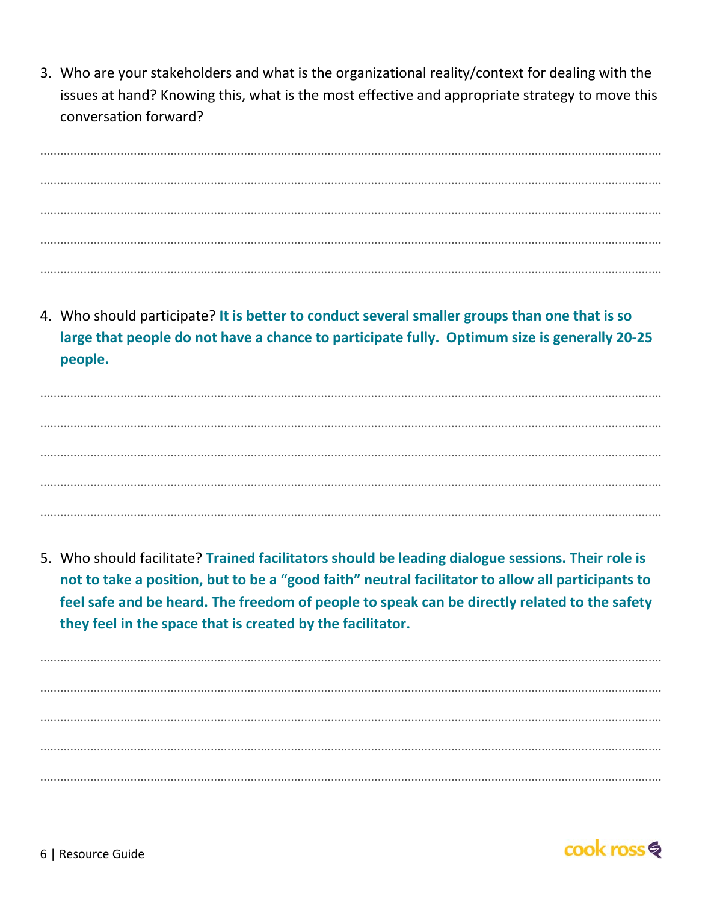3. Who are your stakeholders and what is the organizational reality/context for dealing with the issues at hand? Knowing this, what is the most effective and appropriate strategy to move this conversation forward?

4. Who should participate? **It is better to conduct several smaller groups than one that is so large that people do not have a chance to participate fully. Optimum size is generally 20-25 people.**

5. Who should facilitate? **Trained facilitators should be leading dialogue sessions. Their role is not to take a position, but to be a "good faith" neutral facilitator to allow all participants to feel safe and be heard. The freedom of people to speak can be directly related to the safety they feel in the space that is created by the facilitator.**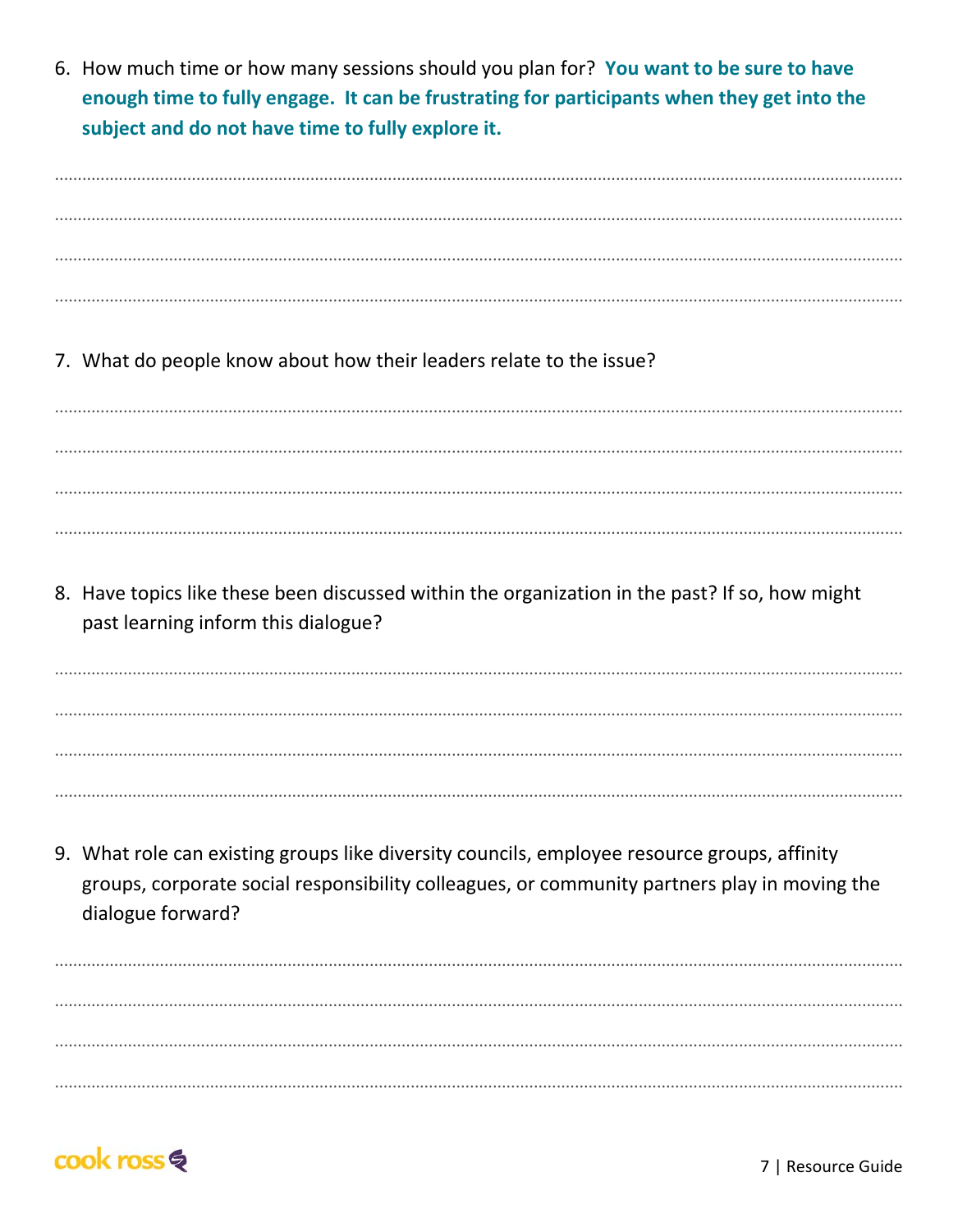6. How much time or how many sessions should you plan for? **You want to be sure to have enough time to fully engage. It can be frustrating for participants when they get into the subject and do not have time to fully explore it.**

........................................................................................................................................................................

........................................................................................................................................................................

........................................................................................................................................................................

........................................................................................................................................................................

7. What do people know about how their leaders relate to the issue?

........................................................................................................................................................................

........................................................................................................................................................................

........................................................................................................................................................................

........................................................................................................................................................................

8. Have topics like these been discussed within the organization in the past? If so, how might past learning inform this dialogue?

........................................................................................................................................................................

........................................................................................................................................................................

........................................................................................................................................................................

........................................................................................................................................................................

9. What role can existing groups like diversity councils, employee resource groups, affinity groups, corporate social responsibility colleagues, or community partners play in moving the dialogue forward?

........................................................................................................................................................................

........................................................................................................................................................................

........................................................................................................................................................................

........................................................................................................................................................................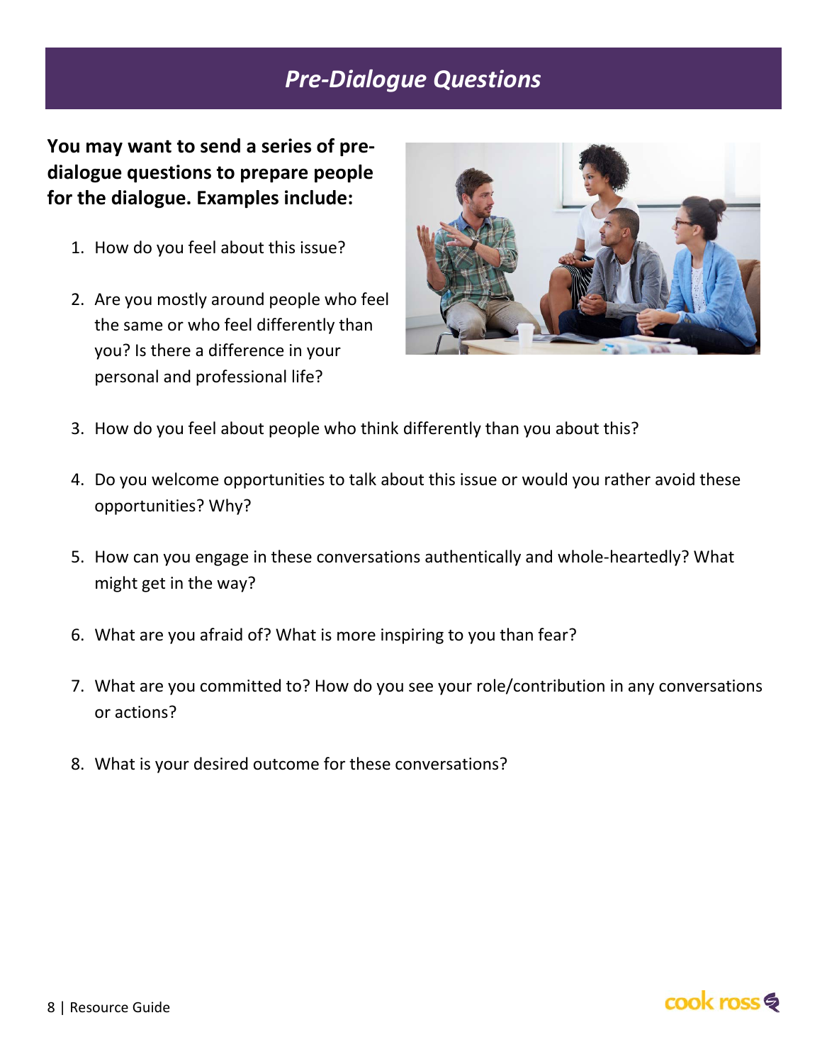## *Pre-Dialogue Questions*

**You may want to send a series of pre-dialogue questions to prepare people for the dialogue. Examples include:**

1. How do you feel about this issue?
2. Are you mostly around people who feel the same or who feel differently than you? Is there a difference in your personal and professional life?
3. How do you feel about people who think differently than you about this?
4. Do you welcome opportunities to talk about this issue or would you rather avoid these opportunities? Why?
5. How can you engage in these conversations authentically and whole-heartedly? What might get in the way?
6. What are you afraid of? What is more inspiring to you than fear?
7. What are you committed to? How do you see your role/contribution in any conversations or actions?
8. What is your desired outcome for these conversations?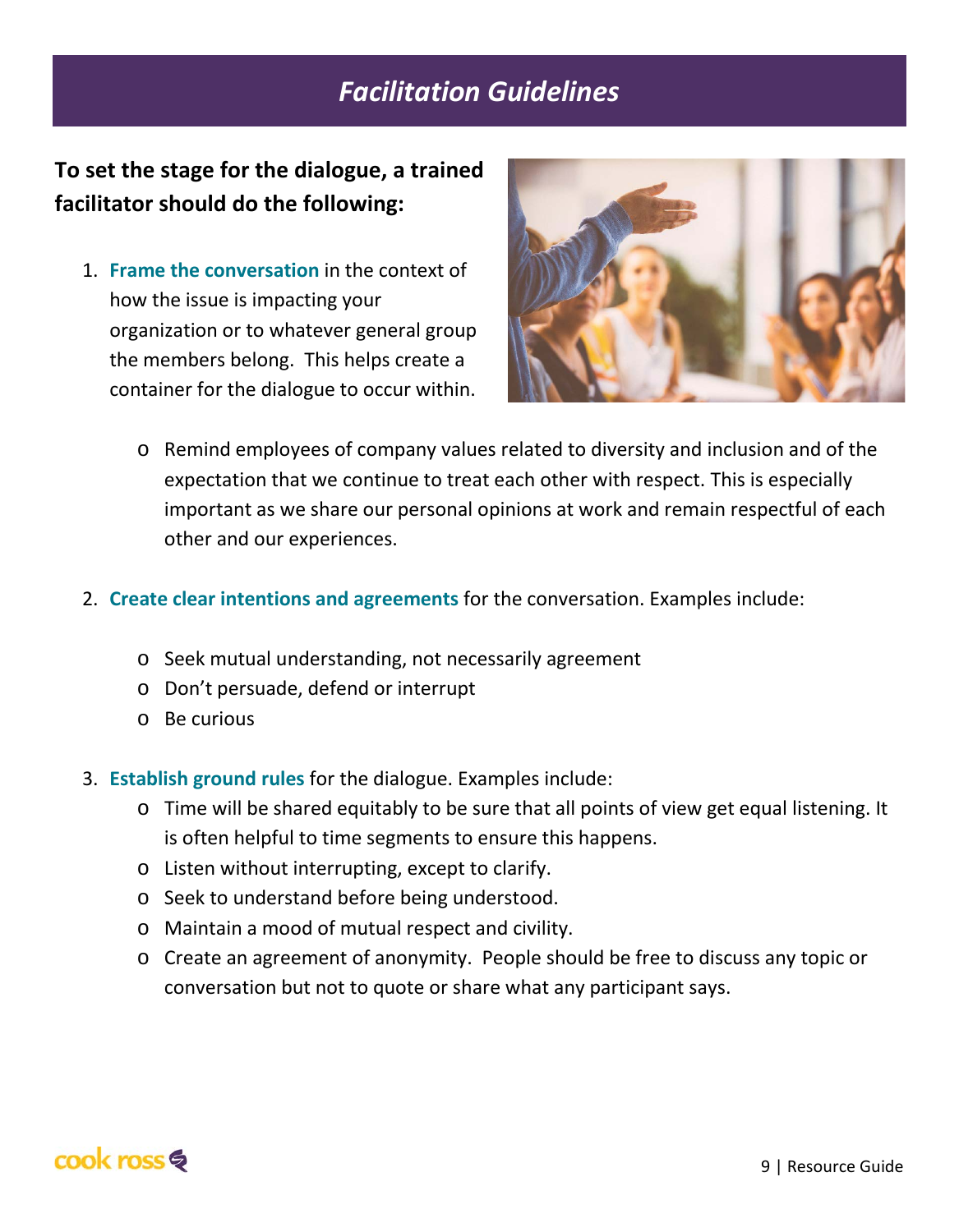# *Facilitation Guidelines*

**To set the stage for the dialogue, a trained facilitator should do the following:**

1. **Frame the conversation** in the context of how the issue is impacting your organization or to whatever general group the members belong. This helps create a container for the dialogue to occur within.
   - Remind employees of company values related to diversity and inclusion and of the expectation that we continue to treat each other with respect. This is especially important as we share our personal opinions at work and remain respectful of each other and our experiences.

2. **Create clear intentions and agreements** for the conversation. Examples include:
   - Seek mutual understanding, not necessarily agreement
   - Don't persuade, defend or interrupt
   - Be curious

3. **Establish ground rules** for the dialogue. Examples include:
   - Time will be shared equitably to be sure that all points of view get equal listening. It is often helpful to time segments to ensure this happens.
   - Listen without interrupting, except to clarify.
   - Seek to understand before being understood.
   - Maintain a mood of mutual respect and civility.
   - Create an agreement of anonymity. People should be free to discuss any topic or conversation but not to quote or share what any participant says.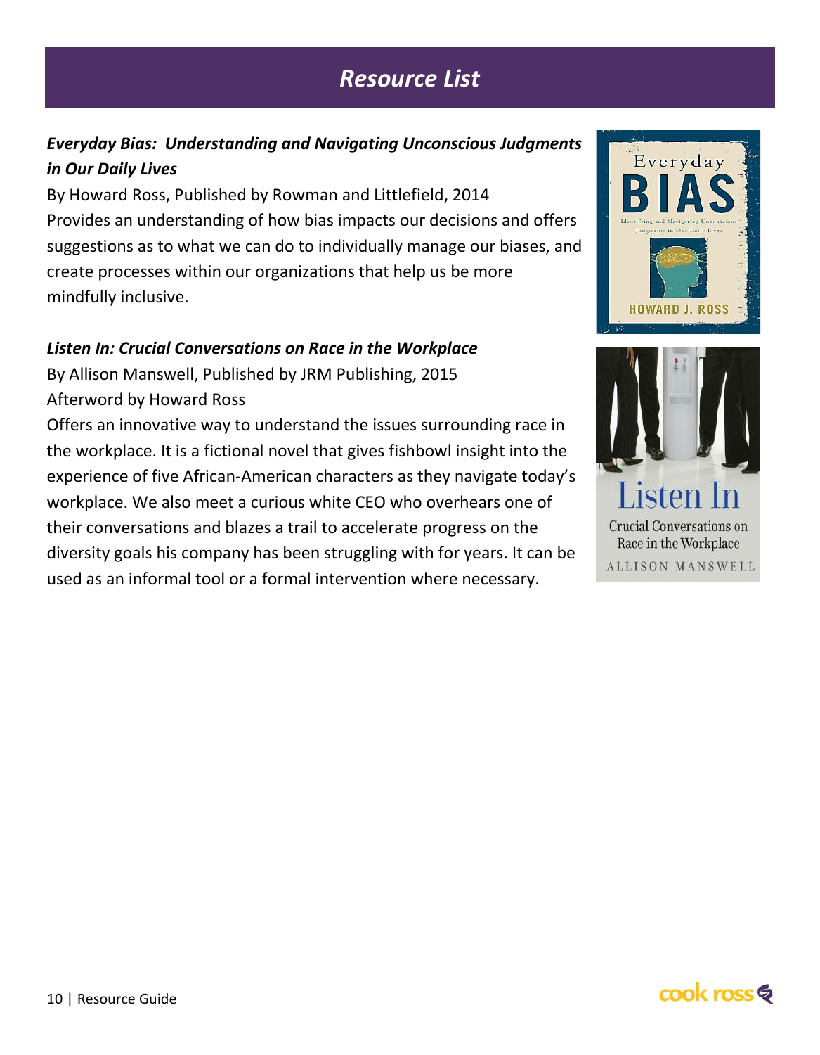# *Resource List*

***Everyday Bias: Understanding and Navigating Unconscious Judgments in Our Daily Lives***

By Howard Ross, Published by Rowman and Littlefield, 2014

Provides an understanding of how bias impacts our decisions and offers suggestions as to what we can do to individually manage our biases, and create processes within our organizations that help us be more mindfully inclusive.

***Listen In: Crucial Conversations on Race in the Workplace***

By Allison Manswell, Published by JRM Publishing, 2015

Afterword by Howard Ross

Offers an innovative way to understand the issues surrounding race in the workplace. It is a fictional novel that gives fishbowl insight into the experience of five African-American characters as they navigate today's workplace. We also meet a curious white CEO who overhears one of their conversations and blazes a trail to accelerate progress on the diversity goals his company has been struggling with for years. It can be used as an informal tool or a formal intervention where necessary.